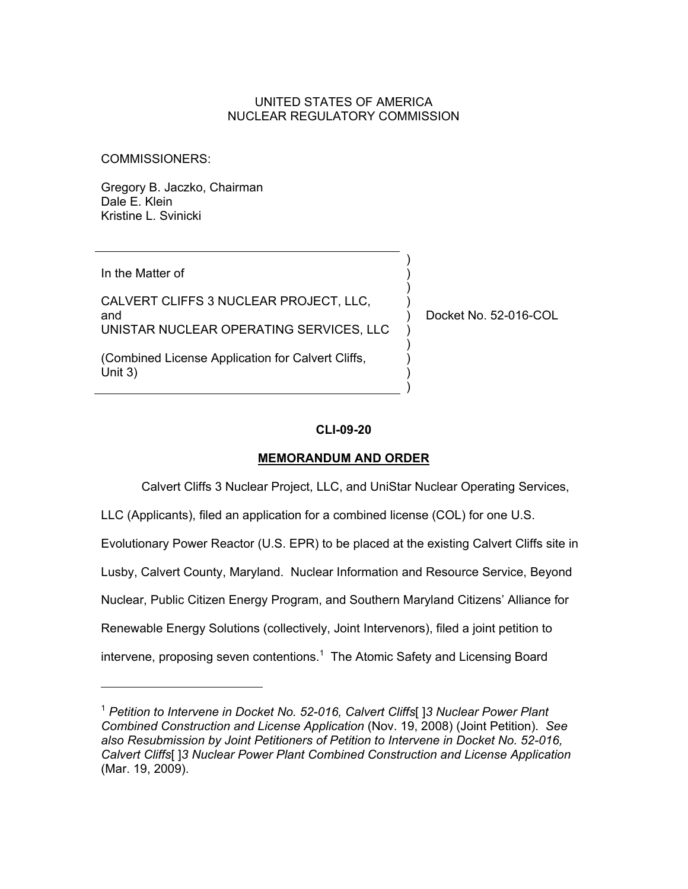UNITED STATES OF AMERICA
NUCLEAR REGULATORY COMMISSION

COMMISSIONERS:

Gregory B. Jaczko, Chairman
Dale E. Klein
Kristine L. Svinicki

| | |
|---|---|
| In the Matter of<br><br>CALVERT CLIFFS 3 NUCLEAR PROJECT, LLC, and<br>UNISTAR NUCLEAR OPERATING SERVICES, LLC<br><br>(Combined License Application for Calvert Cliffs, Unit 3) | Docket No. 52-016-COL |

**CLI-09-20**

**MEMORANDUM AND ORDER**

Calvert Cliffs 3 Nuclear Project, LLC, and UniStar Nuclear Operating Services, LLC (Applicants), filed an application for a combined license (COL) for one U.S. Evolutionary Power Reactor (U.S. EPR) to be placed at the existing Calvert Cliffs site in Lusby, Calvert County, Maryland. Nuclear Information and Resource Service, Beyond Nuclear, Public Citizen Energy Program, and Southern Maryland Citizens' Alliance for Renewable Energy Solutions (collectively, Joint Intervenors), filed a joint petition to intervene, proposing seven contentions.[1] The Atomic Safety and Licensing Board

---

[1] *Petition to Intervene in Docket No. 52-016, Calvert Cliffs*[ ]*3 Nuclear Power Plant Combined Construction and License Application* (Nov. 19, 2008) (Joint Petition). *See also Resubmission by Joint Petitioners of Petition to Intervene in Docket No. 52-016, Calvert Cliffs*[ ]*3 Nuclear Power Plant Combined Construction and License Application* (Mar. 19, 2009).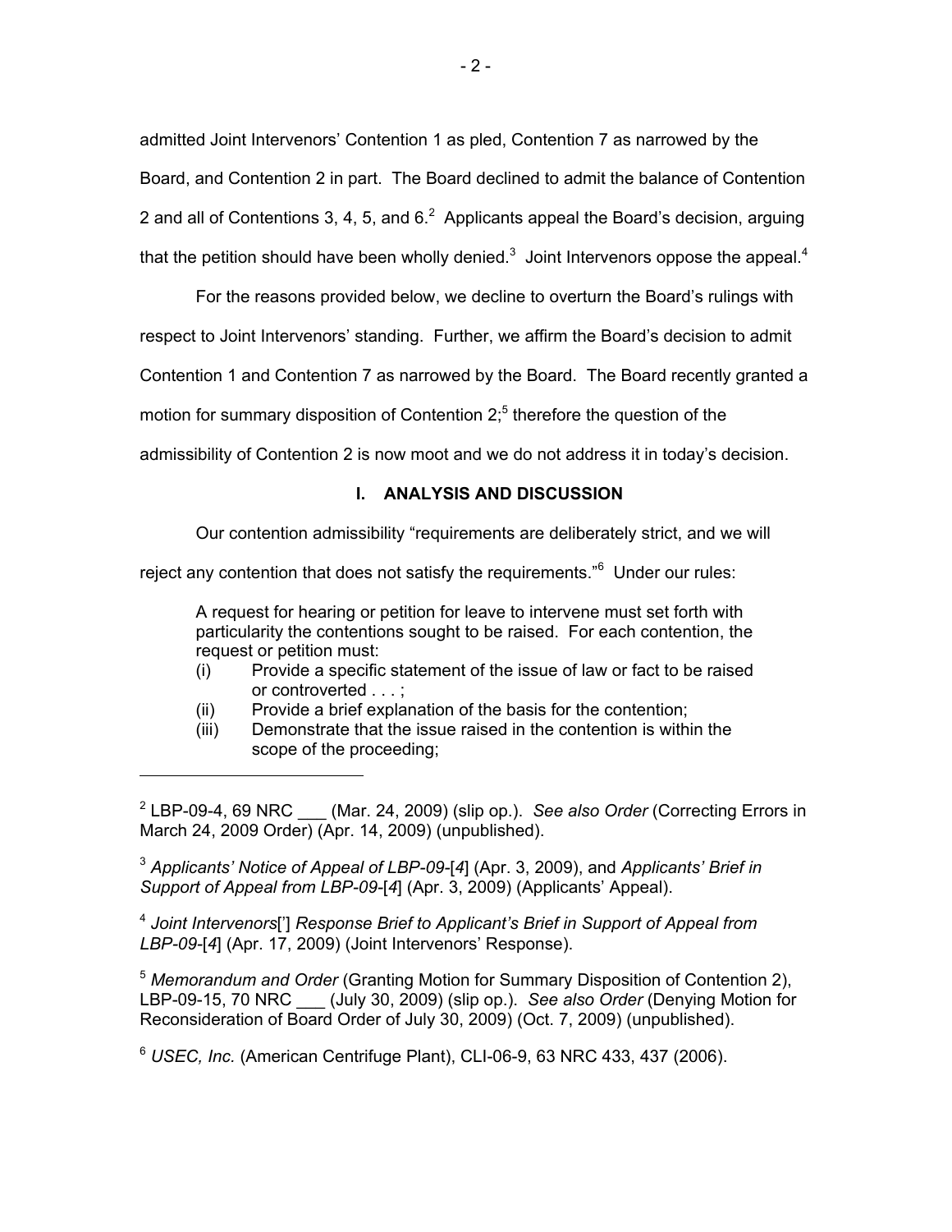admitted Joint Intervenors' Contention 1 as pled, Contention 7 as narrowed by the Board, and Contention 2 in part. The Board declined to admit the balance of Contention 2 and all of Contentions 3, 4, 5, and 6.[2] Applicants appeal the Board's decision, arguing that the petition should have been wholly denied.[3] Joint Intervenors oppose the appeal.[4]

For the reasons provided below, we decline to overturn the Board's rulings with respect to Joint Intervenors' standing. Further, we affirm the Board's decision to admit Contention 1 and Contention 7 as narrowed by the Board. The Board recently granted a motion for summary disposition of Contention 2;[5] therefore the question of the admissibility of Contention 2 is now moot and we do not address it in today's decision.

## I. ANALYSIS AND DISCUSSION

Our contention admissibility "requirements are deliberately strict, and we will reject any contention that does not satisfy the requirements."[6] Under our rules:

> A request for hearing or petition for leave to intervene must set forth with particularity the contentions sought to be raised. For each contention, the request or petition must:
> (i) Provide a specific statement of the issue of law or fact to be raised or controverted . . . ;
> (ii) Provide a brief explanation of the basis for the contention;
> (iii) Demonstrate that the issue raised in the contention is within the scope of the proceeding;

---

[2] LBP-09-4, 69 NRC ___ (Mar. 24, 2009) (slip op.). *See also Order* (Correcting Errors in March 24, 2009 Order) (Apr. 14, 2009) (unpublished).

[3] *Applicants' Notice of Appeal of LBP-09-*[*4*] (Apr. 3, 2009), and *Applicants' Brief in Support of Appeal from LBP-09-*[*4*] (Apr. 3, 2009) (Applicants' Appeal).

[4] *Joint Intervenors*['] *Response Brief to Applicant's Brief in Support of Appeal from LBP-09-*[*4*] (Apr. 17, 2009) (Joint Intervenors' Response).

[5] *Memorandum and Order* (Granting Motion for Summary Disposition of Contention 2), LBP-09-15, 70 NRC ___ (July 30, 2009) (slip op.). *See also Order* (Denying Motion for Reconsideration of Board Order of July 30, 2009) (Oct. 7, 2009) (unpublished).

[6] *USEC, Inc.* (American Centrifuge Plant), CLI-06-9, 63 NRC 433, 437 (2006).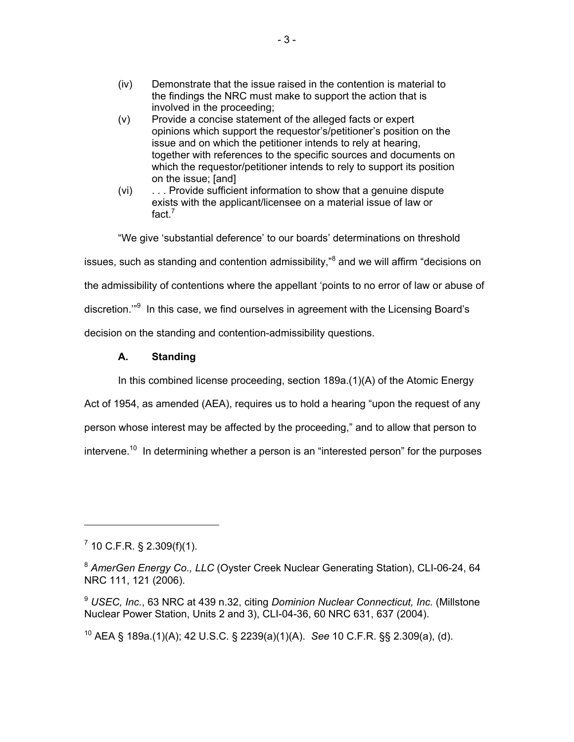(iv) Demonstrate that the issue raised in the contention is material to the findings the NRC must make to support the action that is involved in the proceeding;

(v) Provide a concise statement of the alleged facts or expert opinions which support the requestor's/petitioner's position on the issue and on which the petitioner intends to rely at hearing, together with references to the specific sources and documents on which the requestor/petitioner intends to rely to support its position on the issue; [and]

(vi) . . . Provide sufficient information to show that a genuine dispute exists with the applicant/licensee on a material issue of law or fact.[7]

"We give 'substantial deference' to our boards' determinations on threshold issues, such as standing and contention admissibility,"[8] and we will affirm "decisions on the admissibility of contentions where the appellant 'points to no error of law or abuse of discretion.'"[9] In this case, we find ourselves in agreement with the Licensing Board's decision on the standing and contention-admissibility questions.

### A. Standing

In this combined license proceeding, section 189a.(1)(A) of the Atomic Energy Act of 1954, as amended (AEA), requires us to hold a hearing "upon the request of any person whose interest may be affected by the proceeding," and to allow that person to intervene.[10] In determining whether a person is an "interested person" for the purposes

---

[7] 10 C.F.R. § 2.309(f)(1).

[8] *AmerGen Energy Co., LLC* (Oyster Creek Nuclear Generating Station), CLI-06-24, 64 NRC 111, 121 (2006).

[9] *USEC, Inc.*, 63 NRC at 439 n.32, citing *Dominion Nuclear Connecticut, Inc.* (Millstone Nuclear Power Station, Units 2 and 3), CLI-04-36, 60 NRC 631, 637 (2004).

[10] AEA § 189a.(1)(A); 42 U.S.C. § 2239(a)(1)(A). *See* 10 C.F.R. §§ 2.309(a), (d).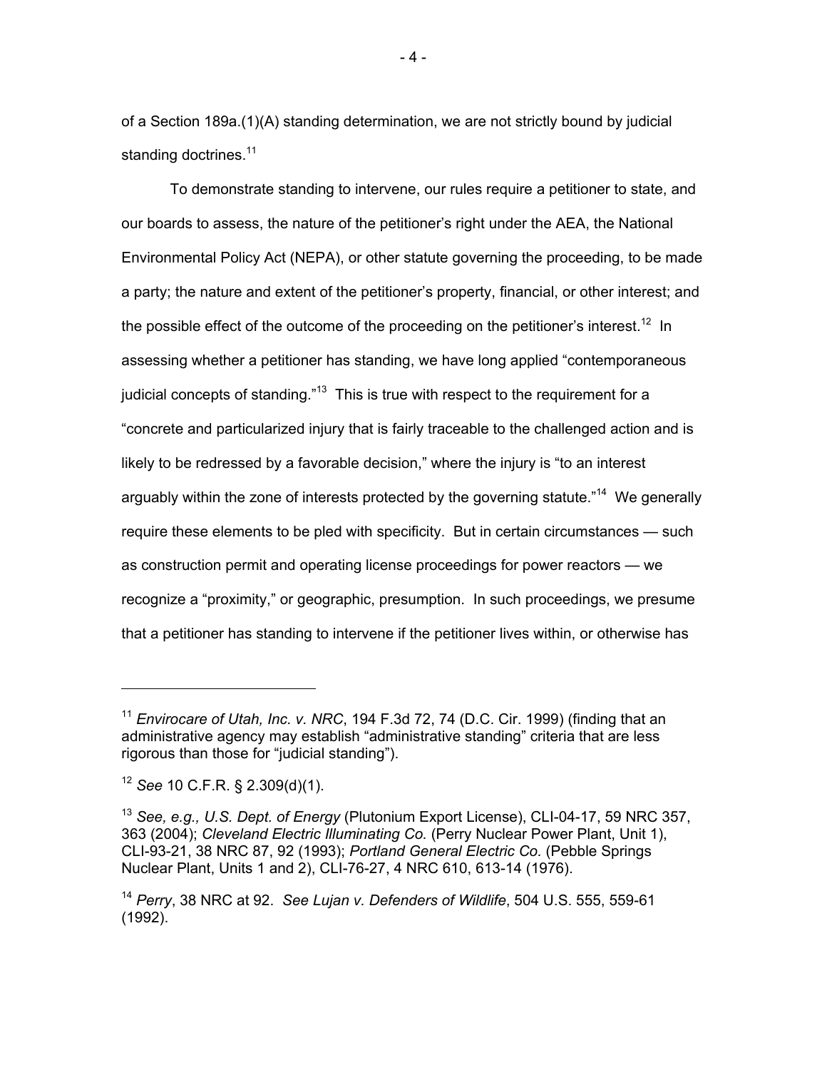of a Section 189a.(1)(A) standing determination, we are not strictly bound by judicial standing doctrines.[11]

To demonstrate standing to intervene, our rules require a petitioner to state, and our boards to assess, the nature of the petitioner's right under the AEA, the National Environmental Policy Act (NEPA), or other statute governing the proceeding, to be made a party; the nature and extent of the petitioner's property, financial, or other interest; and the possible effect of the outcome of the proceeding on the petitioner's interest.[12] In assessing whether a petitioner has standing, we have long applied "contemporaneous judicial concepts of standing."[13] This is true with respect to the requirement for a "concrete and particularized injury that is fairly traceable to the challenged action and is likely to be redressed by a favorable decision," where the injury is "to an interest arguably within the zone of interests protected by the governing statute."[14] We generally require these elements to be pled with specificity. But in certain circumstances — such as construction permit and operating license proceedings for power reactors — we recognize a "proximity," or geographic, presumption. In such proceedings, we presume that a petitioner has standing to intervene if the petitioner lives within, or otherwise has

---

[11] *Envirocare of Utah, Inc. v. NRC*, 194 F.3d 72, 74 (D.C. Cir. 1999) (finding that an administrative agency may establish "administrative standing" criteria that are less rigorous than those for "judicial standing").

[12] *See* 10 C.F.R. § 2.309(d)(1).

[13] *See, e.g., U.S. Dept. of Energy* (Plutonium Export License), CLI-04-17, 59 NRC 357, 363 (2004); *Cleveland Electric Illuminating Co.* (Perry Nuclear Power Plant, Unit 1), CLI-93-21, 38 NRC 87, 92 (1993); *Portland General Electric Co.* (Pebble Springs Nuclear Plant, Units 1 and 2), CLI-76-27, 4 NRC 610, 613-14 (1976).

[14] *Perry*, 38 NRC at 92. *See Lujan v. Defenders of Wildlife*, 504 U.S. 555, 559-61 (1992).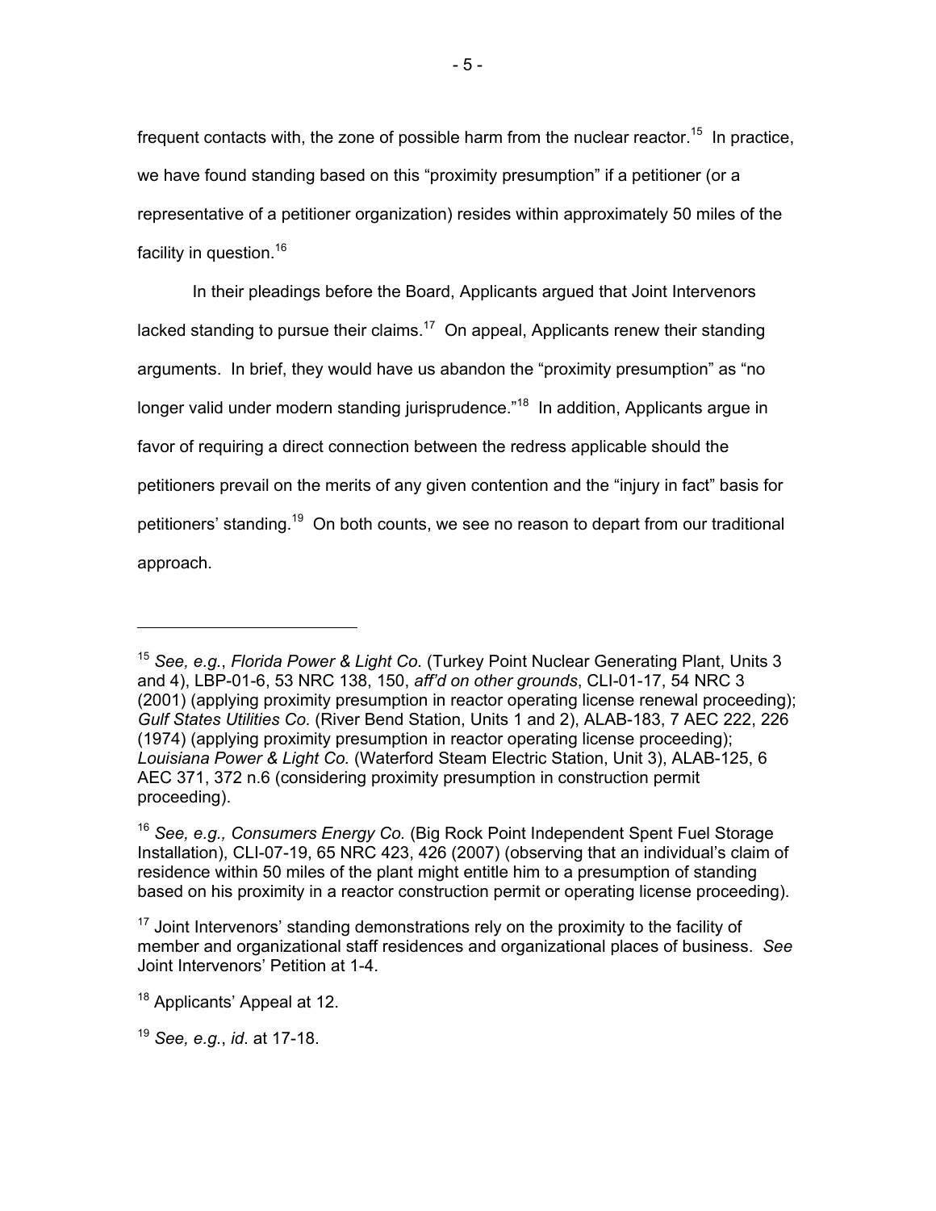frequent contacts with, the zone of possible harm from the nuclear reactor.[15] In practice, we have found standing based on this "proximity presumption" if a petitioner (or a representative of a petitioner organization) resides within approximately 50 miles of the facility in question.[16]

In their pleadings before the Board, Applicants argued that Joint Intervenors lacked standing to pursue their claims.[17] On appeal, Applicants renew their standing arguments. In brief, they would have us abandon the "proximity presumption" as "no longer valid under modern standing jurisprudence."[18] In addition, Applicants argue in favor of requiring a direct connection between the redress applicable should the petitioners prevail on the merits of any given contention and the "injury in fact" basis for petitioners' standing.[19] On both counts, we see no reason to depart from our traditional approach.

---

[15] *See, e.g.*, *Florida Power & Light Co.* (Turkey Point Nuclear Generating Plant, Units 3 and 4), LBP-01-6, 53 NRC 138, 150, *aff'd on other grounds*, CLI-01-17, 54 NRC 3 (2001) (applying proximity presumption in reactor operating license renewal proceeding); *Gulf States Utilities Co.* (River Bend Station, Units 1 and 2), ALAB-183, 7 AEC 222, 226 (1974) (applying proximity presumption in reactor operating license proceeding); *Louisiana Power & Light Co.* (Waterford Steam Electric Station, Unit 3), ALAB-125, 6 AEC 371, 372 n.6 (considering proximity presumption in construction permit proceeding).

[16] *See, e.g., Consumers Energy Co.* (Big Rock Point Independent Spent Fuel Storage Installation), CLI-07-19, 65 NRC 423, 426 (2007) (observing that an individual's claim of residence within 50 miles of the plant might entitle him to a presumption of standing based on his proximity in a reactor construction permit or operating license proceeding).

[17] Joint Intervenors' standing demonstrations rely on the proximity to the facility of member and organizational staff residences and organizational places of business. *See* Joint Intervenors' Petition at 1-4.

[18] Applicants' Appeal at 12.

[19] *See, e.g.*, *id*. at 17-18.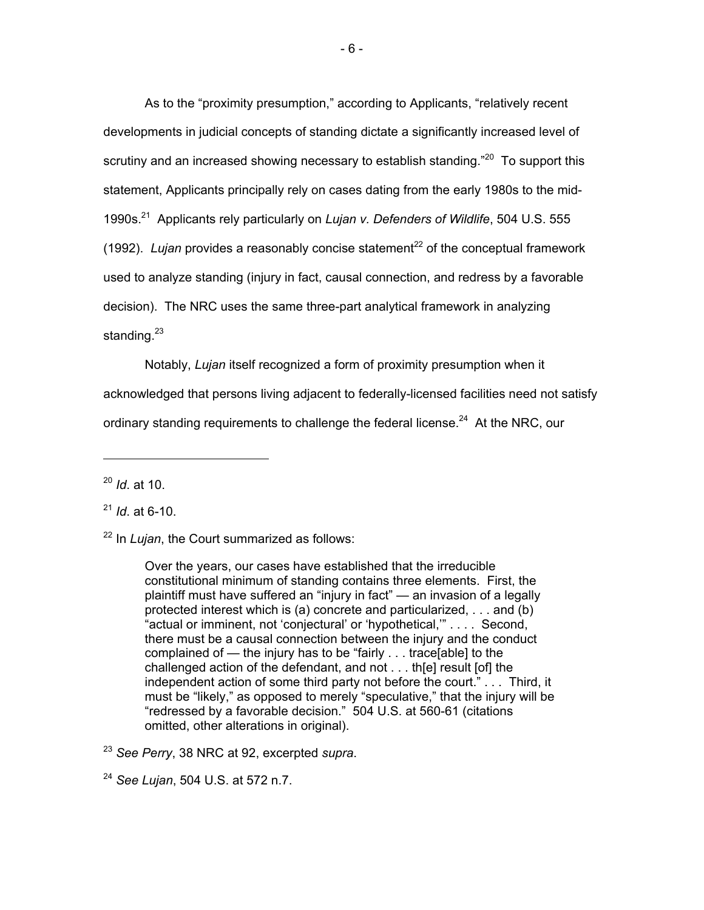As to the "proximity presumption," according to Applicants, "relatively recent developments in judicial concepts of standing dictate a significantly increased level of scrutiny and an increased showing necessary to establish standing."[20] To support this statement, Applicants principally rely on cases dating from the early 1980s to the mid-1990s.[21] Applicants rely particularly on *Lujan v. Defenders of Wildlife*, 504 U.S. 555 (1992). *Lujan* provides a reasonably concise statement[22] of the conceptual framework used to analyze standing (injury in fact, causal connection, and redress by a favorable decision). The NRC uses the same three-part analytical framework in analyzing standing.[23]

Notably, *Lujan* itself recognized a form of proximity presumption when it acknowledged that persons living adjacent to federally-licensed facilities need not satisfy ordinary standing requirements to challenge the federal license.[24] At the NRC, our

---

[20] *Id*. at 10.

[21] *Id*. at 6-10.

[22] In *Lujan*, the Court summarized as follows:

> Over the years, our cases have established that the irreducible constitutional minimum of standing contains three elements. First, the plaintiff must have suffered an "injury in fact" — an invasion of a legally protected interest which is (a) concrete and particularized, . . . and (b) "actual or imminent, not 'conjectural' or 'hypothetical,'" . . . . Second, there must be a causal connection between the injury and the conduct complained of — the injury has to be "fairly . . . trace[able] to the challenged action of the defendant, and not . . . th[e] result [of] the independent action of some third party not before the court." . . . Third, it must be "likely," as opposed to merely "speculative," that the injury will be "redressed by a favorable decision." 504 U.S. at 560-61 (citations omitted, other alterations in original).

[23] *See Perry*, 38 NRC at 92, excerpted *supra*.

[24] *See Lujan*, 504 U.S. at 572 n.7.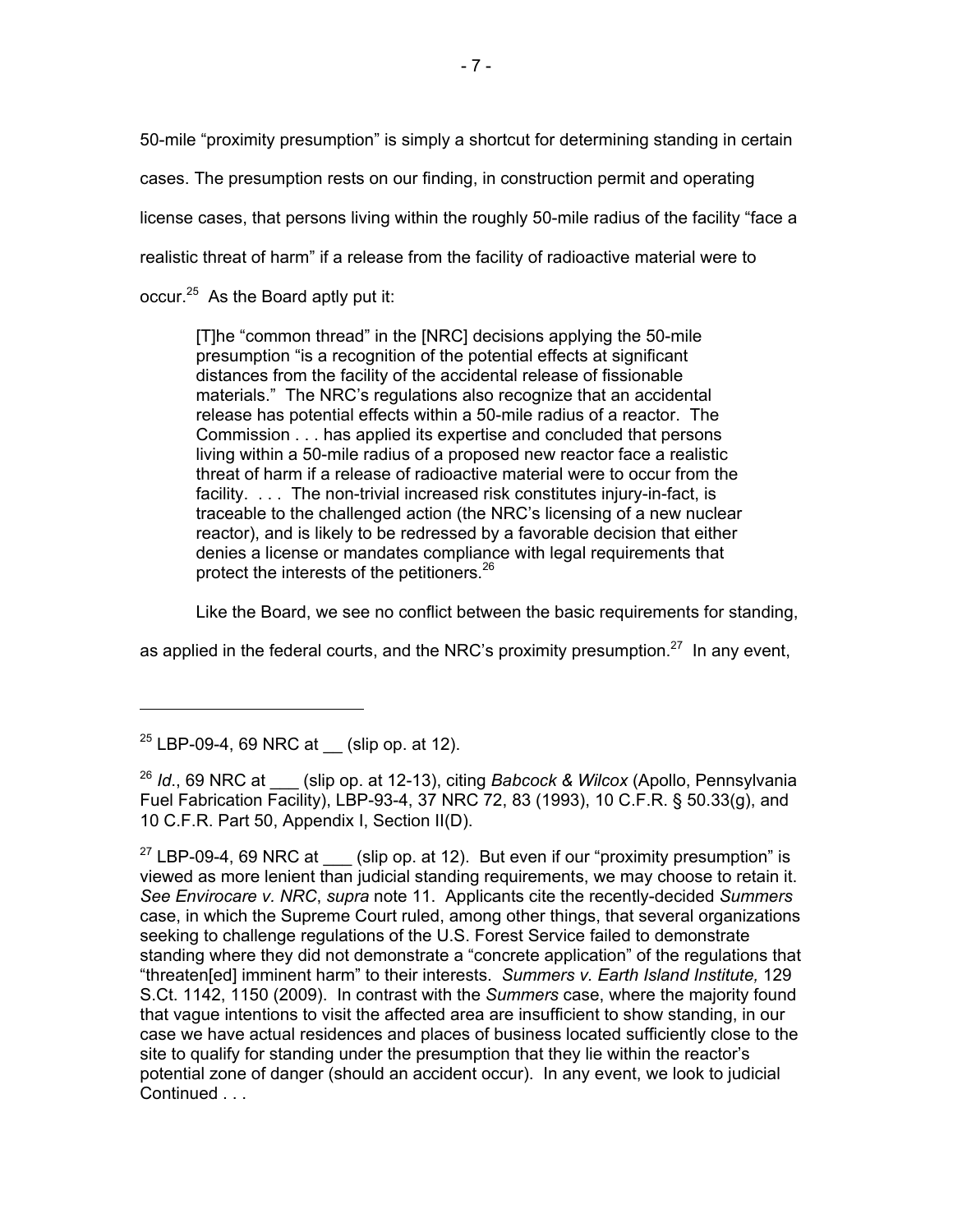50-mile "proximity presumption" is simply a shortcut for determining standing in certain cases. The presumption rests on our finding, in construction permit and operating license cases, that persons living within the roughly 50-mile radius of the facility "face a realistic threat of harm" if a release from the facility of radioactive material were to occur.[25] As the Board aptly put it:

> [T]he "common thread" in the [NRC] decisions applying the 50-mile presumption "is a recognition of the potential effects at significant distances from the facility of the accidental release of fissionable materials." The NRC's regulations also recognize that an accidental release has potential effects within a 50-mile radius of a reactor. The Commission . . . has applied its expertise and concluded that persons living within a 50-mile radius of a proposed new reactor face a realistic threat of harm if a release of radioactive material were to occur from the facility. . . . The non-trivial increased risk constitutes injury-in-fact, is traceable to the challenged action (the NRC's licensing of a new nuclear reactor), and is likely to be redressed by a favorable decision that either denies a license or mandates compliance with legal requirements that protect the interests of the petitioners.[26]

Like the Board, we see no conflict between the basic requirements for standing, as applied in the federal courts, and the NRC's proximity presumption.[27] In any event,

---

[25] LBP-09-4, 69 NRC at __ (slip op. at 12).

[26] *Id*., 69 NRC at ___ (slip op. at 12-13), citing *Babcock & Wilcox* (Apollo, Pennsylvania Fuel Fabrication Facility), LBP-93-4, 37 NRC 72, 83 (1993), 10 C.F.R. § 50.33(g), and 10 C.F.R. Part 50, Appendix I, Section II(D).

[27] LBP-09-4, 69 NRC at ___ (slip op. at 12). But even if our "proximity presumption" is viewed as more lenient than judicial standing requirements, we may choose to retain it. *See Envirocare v. NRC*, *supra* note 11. Applicants cite the recently-decided *Summers* case, in which the Supreme Court ruled, among other things, that several organizations seeking to challenge regulations of the U.S. Forest Service failed to demonstrate standing where they did not demonstrate a "concrete application" of the regulations that "threaten[ed] imminent harm" to their interests. *Summers v. Earth Island Institute,* 129 S.Ct. 1142, 1150 (2009). In contrast with the *Summers* case, where the majority found that vague intentions to visit the affected area are insufficient to show standing, in our case we have actual residences and places of business located sufficiently close to the site to qualify for standing under the presumption that they lie within the reactor's potential zone of danger (should an accident occur). In any event, we look to judicial Continued . . .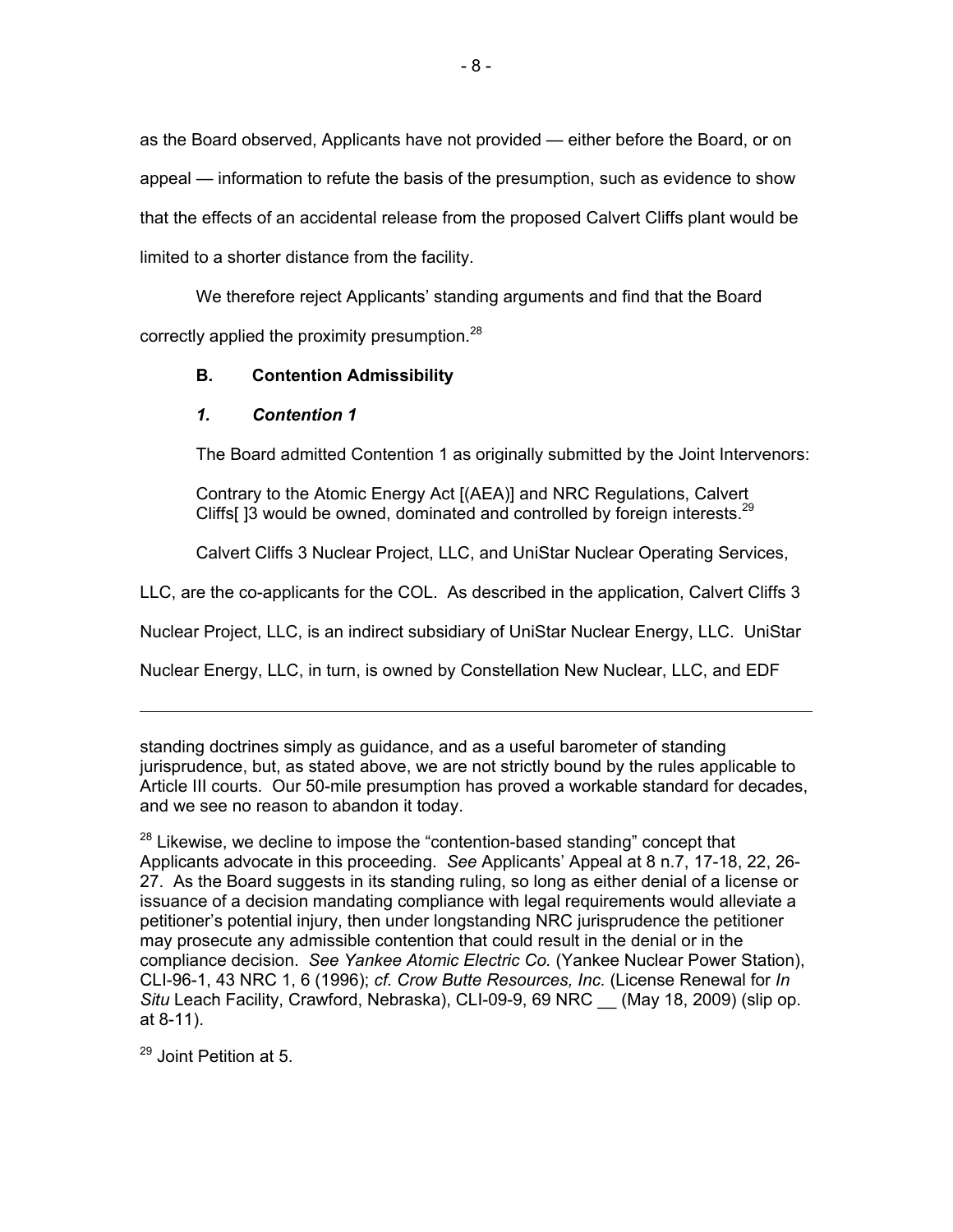as the Board observed, Applicants have not provided — either before the Board, or on appeal — information to refute the basis of the presumption, such as evidence to show that the effects of an accidental release from the proposed Calvert Cliffs plant would be limited to a shorter distance from the facility.

We therefore reject Applicants' standing arguments and find that the Board correctly applied the proximity presumption.[28]

### B. Contention Admissibility

#### *1. Contention 1*

The Board admitted Contention 1 as originally submitted by the Joint Intervenors:

> Contrary to the Atomic Energy Act [(AEA)] and NRC Regulations, Calvert Cliffs[ ]3 would be owned, dominated and controlled by foreign interests.[29]

Calvert Cliffs 3 Nuclear Project, LLC, and UniStar Nuclear Operating Services, LLC, are the co-applicants for the COL. As described in the application, Calvert Cliffs 3 Nuclear Project, LLC, is an indirect subsidiary of UniStar Nuclear Energy, LLC. UniStar Nuclear Energy, LLC, in turn, is owned by Constellation New Nuclear, LLC, and EDF

---

standing doctrines simply as guidance, and as a useful barometer of standing jurisprudence, but, as stated above, we are not strictly bound by the rules applicable to Article III courts. Our 50-mile presumption has proved a workable standard for decades, and we see no reason to abandon it today.

[28] Likewise, we decline to impose the "contention-based standing" concept that Applicants advocate in this proceeding. *See* Applicants' Appeal at 8 n.7, 17-18, 22, 26-27. As the Board suggests in its standing ruling, so long as either denial of a license or issuance of a decision mandating compliance with legal requirements would alleviate a petitioner's potential injury, then under longstanding NRC jurisprudence the petitioner may prosecute any admissible contention that could result in the denial or in the compliance decision. *See Yankee Atomic Electric Co.* (Yankee Nuclear Power Station), CLI-96-1, 43 NRC 1, 6 (1996); *cf. Crow Butte Resources, Inc.* (License Renewal for *In Situ* Leach Facility, Crawford, Nebraska), CLI-09-9, 69 NRC __ (May 18, 2009) (slip op. at 8-11).

[29] Joint Petition at 5.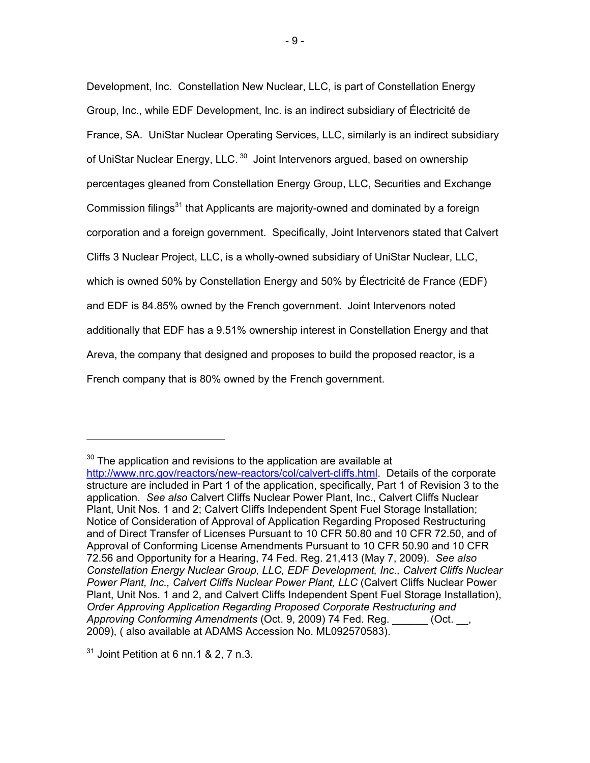Development, Inc. Constellation New Nuclear, LLC, is part of Constellation Energy Group, Inc., while EDF Development, Inc. is an indirect subsidiary of Électricité de France, SA. UniStar Nuclear Operating Services, LLC, similarly is an indirect subsidiary of UniStar Nuclear Energy, LLC.[30] Joint Intervenors argued, based on ownership percentages gleaned from Constellation Energy Group, LLC, Securities and Exchange Commission filings[31] that Applicants are majority-owned and dominated by a foreign corporation and a foreign government. Specifically, Joint Intervenors stated that Calvert Cliffs 3 Nuclear Project, LLC, is a wholly-owned subsidiary of UniStar Nuclear, LLC, which is owned 50% by Constellation Energy and 50% by Électricité de France (EDF) and EDF is 84.85% owned by the French government. Joint Intervenors noted additionally that EDF has a 9.51% ownership interest in Constellation Energy and that Areva, the company that designed and proposes to build the proposed reactor, is a French company that is 80% owned by the French government.

---

[30] The application and revisions to the application are available at http://www.nrc.gov/reactors/new-reactors/col/calvert-cliffs.html. Details of the corporate structure are included in Part 1 of the application, specifically, Part 1 of Revision 3 to the application. *See also* Calvert Cliffs Nuclear Power Plant, Inc., Calvert Cliffs Nuclear Plant, Unit Nos. 1 and 2; Calvert Cliffs Independent Spent Fuel Storage Installation; Notice of Consideration of Approval of Application Regarding Proposed Restructuring and of Direct Transfer of Licenses Pursuant to 10 CFR 50.80 and 10 CFR 72.50, and of Approval of Conforming License Amendments Pursuant to 10 CFR 50.90 and 10 CFR 72.56 and Opportunity for a Hearing, 74 Fed. Reg. 21,413 (May 7, 2009). *See also Constellation Energy Nuclear Group, LLC, EDF Development, Inc., Calvert Cliffs Nuclear Power Plant, Inc., Calvert Cliffs Nuclear Power Plant, LLC* (Calvert Cliffs Nuclear Power Plant, Unit Nos. 1 and 2, and Calvert Cliffs Independent Spent Fuel Storage Installation), *Order Approving Application Regarding Proposed Corporate Restructuring and Approving Conforming Amendments* (Oct. 9, 2009) 74 Fed. Reg. ______ (Oct. __, 2009), ( also available at ADAMS Accession No. ML092570583).

[31] Joint Petition at 6 nn.1 & 2, 7 n.3.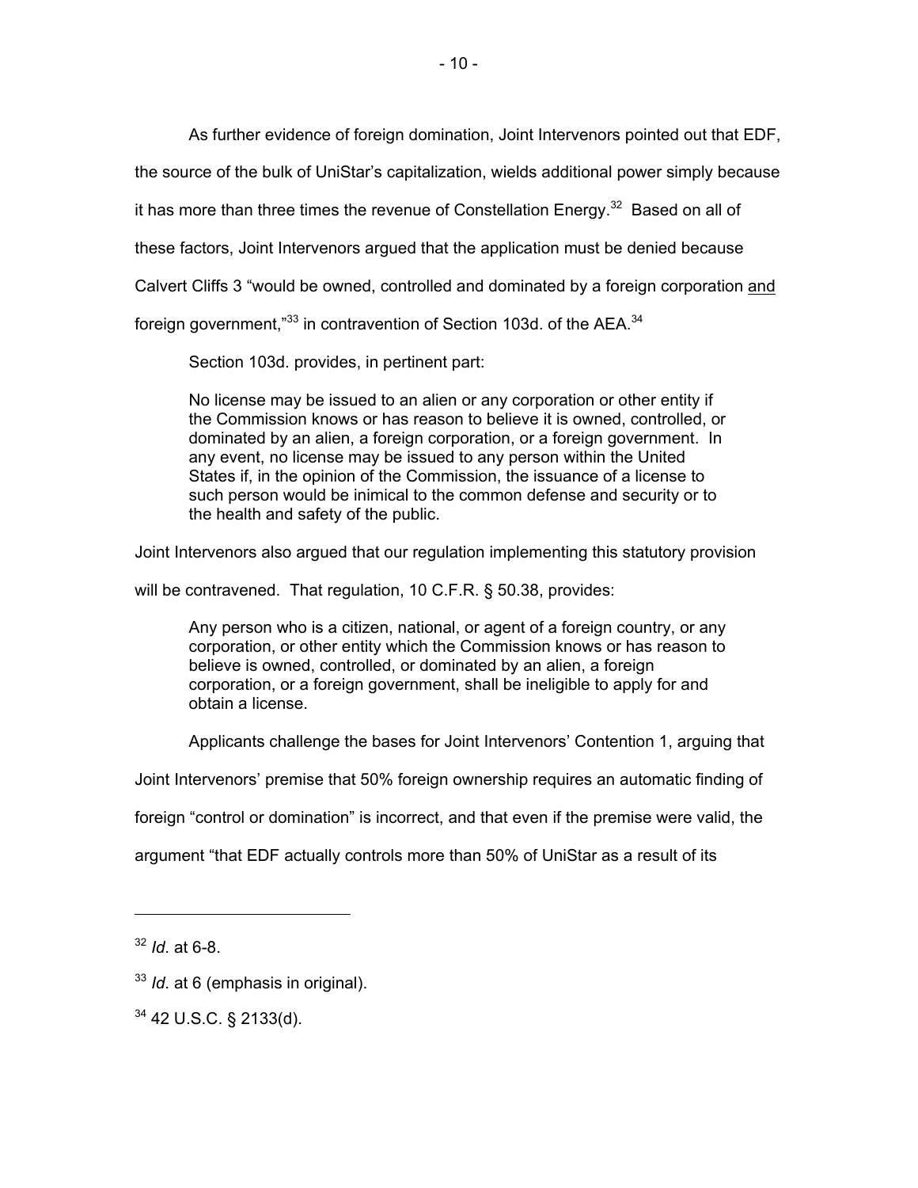As further evidence of foreign domination, Joint Intervenors pointed out that EDF, the source of the bulk of UniStar's capitalization, wields additional power simply because it has more than three times the revenue of Constellation Energy.[32] Based on all of these factors, Joint Intervenors argued that the application must be denied because Calvert Cliffs 3 "would be owned, controlled and dominated by a foreign corporation <u>and</u> foreign government,"[33] in contravention of Section 103d. of the AEA.[34]

Section 103d. provides, in pertinent part:

> No license may be issued to an alien or any corporation or other entity if the Commission knows or has reason to believe it is owned, controlled, or dominated by an alien, a foreign corporation, or a foreign government. In any event, no license may be issued to any person within the United States if, in the opinion of the Commission, the issuance of a license to such person would be inimical to the common defense and security or to the health and safety of the public.

Joint Intervenors also argued that our regulation implementing this statutory provision will be contravened. That regulation, 10 C.F.R. § 50.38, provides:

> Any person who is a citizen, national, or agent of a foreign country, or any corporation, or other entity which the Commission knows or has reason to believe is owned, controlled, or dominated by an alien, a foreign corporation, or a foreign government, shall be ineligible to apply for and obtain a license.

Applicants challenge the bases for Joint Intervenors' Contention 1, arguing that Joint Intervenors' premise that 50% foreign ownership requires an automatic finding of foreign "control or domination" is incorrect, and that even if the premise were valid, the argument "that EDF actually controls more than 50% of UniStar as a result of its

---

[32] *Id*. at 6-8.

[33] *Id*. at 6 (emphasis in original).

[34] 42 U.S.C. § 2133(d).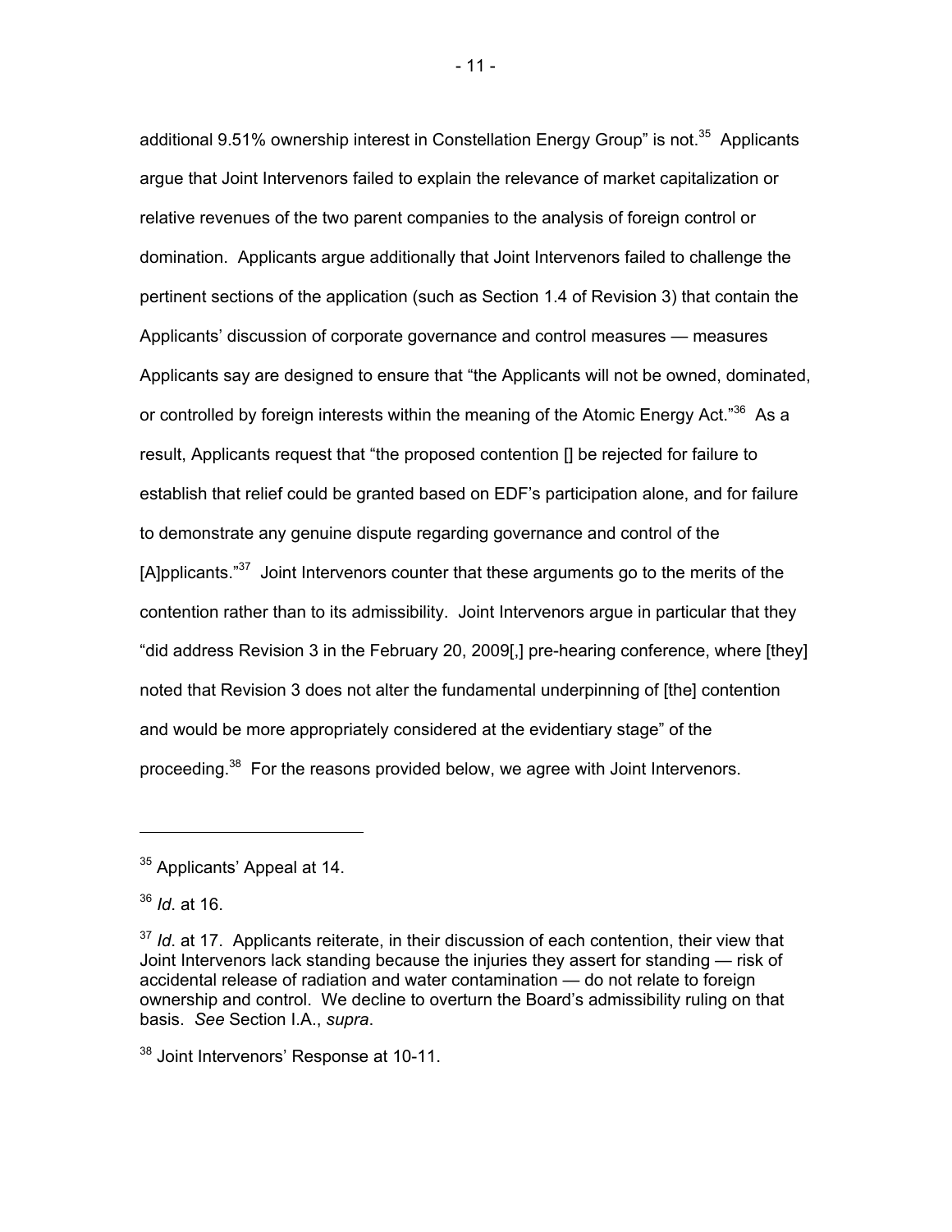additional 9.51% ownership interest in Constellation Energy Group" is not.[35] Applicants argue that Joint Intervenors failed to explain the relevance of market capitalization or relative revenues of the two parent companies to the analysis of foreign control or domination. Applicants argue additionally that Joint Intervenors failed to challenge the pertinent sections of the application (such as Section 1.4 of Revision 3) that contain the Applicants' discussion of corporate governance and control measures — measures Applicants say are designed to ensure that "the Applicants will not be owned, dominated, or controlled by foreign interests within the meaning of the Atomic Energy Act."[36] As a result, Applicants request that "the proposed contention [] be rejected for failure to establish that relief could be granted based on EDF's participation alone, and for failure to demonstrate any genuine dispute regarding governance and control of the [A]pplicants."[37] Joint Intervenors counter that these arguments go to the merits of the contention rather than to its admissibility. Joint Intervenors argue in particular that they "did address Revision 3 in the February 20, 2009[,] pre-hearing conference, where [they] noted that Revision 3 does not alter the fundamental underpinning of [the] contention and would be more appropriately considered at the evidentiary stage" of the proceeding.[38] For the reasons provided below, we agree with Joint Intervenors.

---

[35] Applicants' Appeal at 14.

[36] *Id*. at 16.

[37] *Id*. at 17. Applicants reiterate, in their discussion of each contention, their view that Joint Intervenors lack standing because the injuries they assert for standing — risk of accidental release of radiation and water contamination — do not relate to foreign ownership and control. We decline to overturn the Board's admissibility ruling on that basis. *See* Section I.A., *supra*.

[38] Joint Intervenors' Response at 10-11.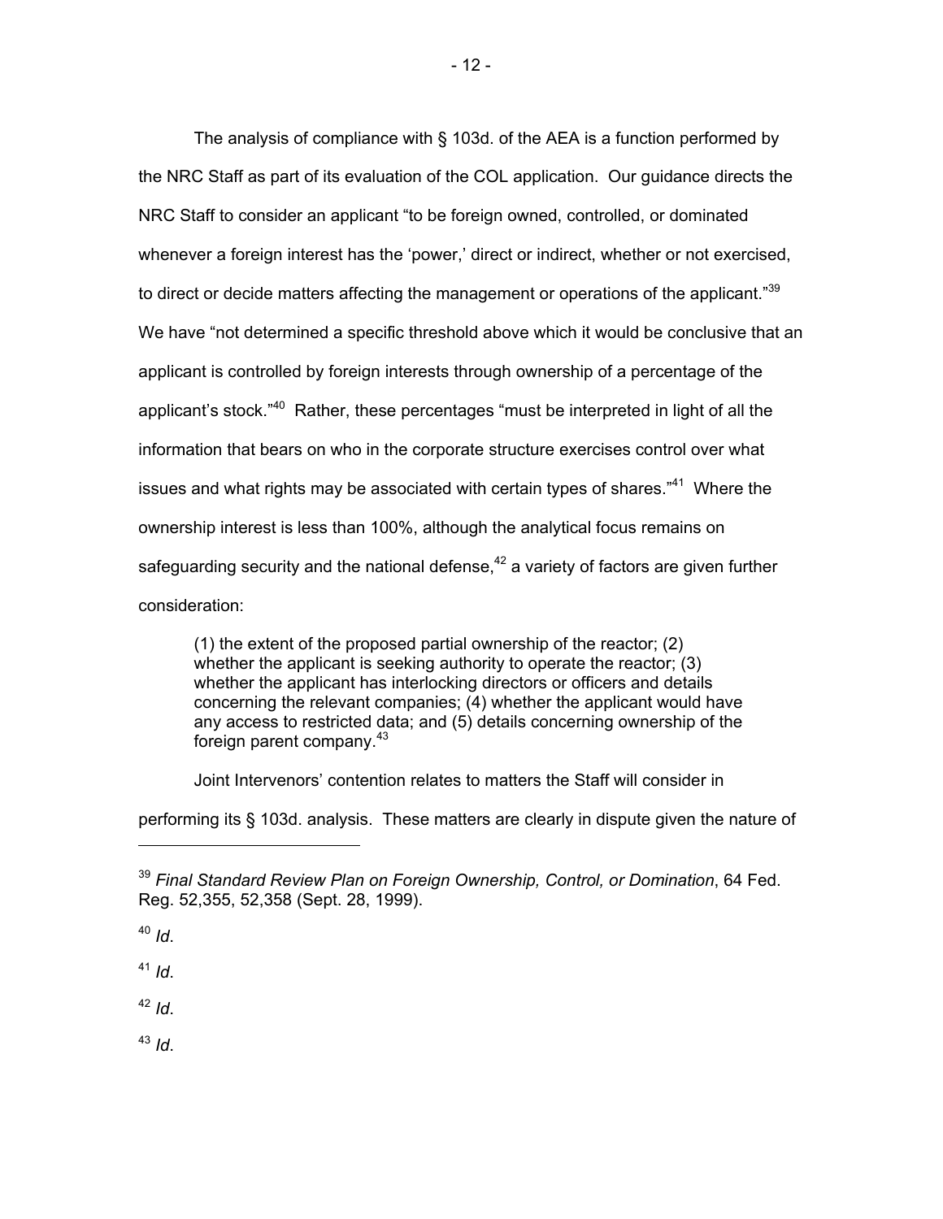The analysis of compliance with § 103d. of the AEA is a function performed by the NRC Staff as part of its evaluation of the COL application. Our guidance directs the NRC Staff to consider an applicant "to be foreign owned, controlled, or dominated whenever a foreign interest has the 'power,' direct or indirect, whether or not exercised, to direct or decide matters affecting the management or operations of the applicant."[39] We have "not determined a specific threshold above which it would be conclusive that an applicant is controlled by foreign interests through ownership of a percentage of the applicant's stock."[40] Rather, these percentages "must be interpreted in light of all the information that bears on who in the corporate structure exercises control over what issues and what rights may be associated with certain types of shares."[41] Where the ownership interest is less than 100%, although the analytical focus remains on safeguarding security and the national defense,[42] a variety of factors are given further consideration:

> (1) the extent of the proposed partial ownership of the reactor; (2) whether the applicant is seeking authority to operate the reactor; (3) whether the applicant has interlocking directors or officers and details concerning the relevant companies; (4) whether the applicant would have any access to restricted data; and (5) details concerning ownership of the foreign parent company.[43]

Joint Intervenors' contention relates to matters the Staff will consider in performing its § 103d. analysis. These matters are clearly in dispute given the nature of

---

[39] *Final Standard Review Plan on Foreign Ownership, Control, or Domination*, 64 Fed. Reg. 52,355, 52,358 (Sept. 28, 1999).

[40] *Id*.

[41] *Id*.

[42] *Id*.

[43] *Id*.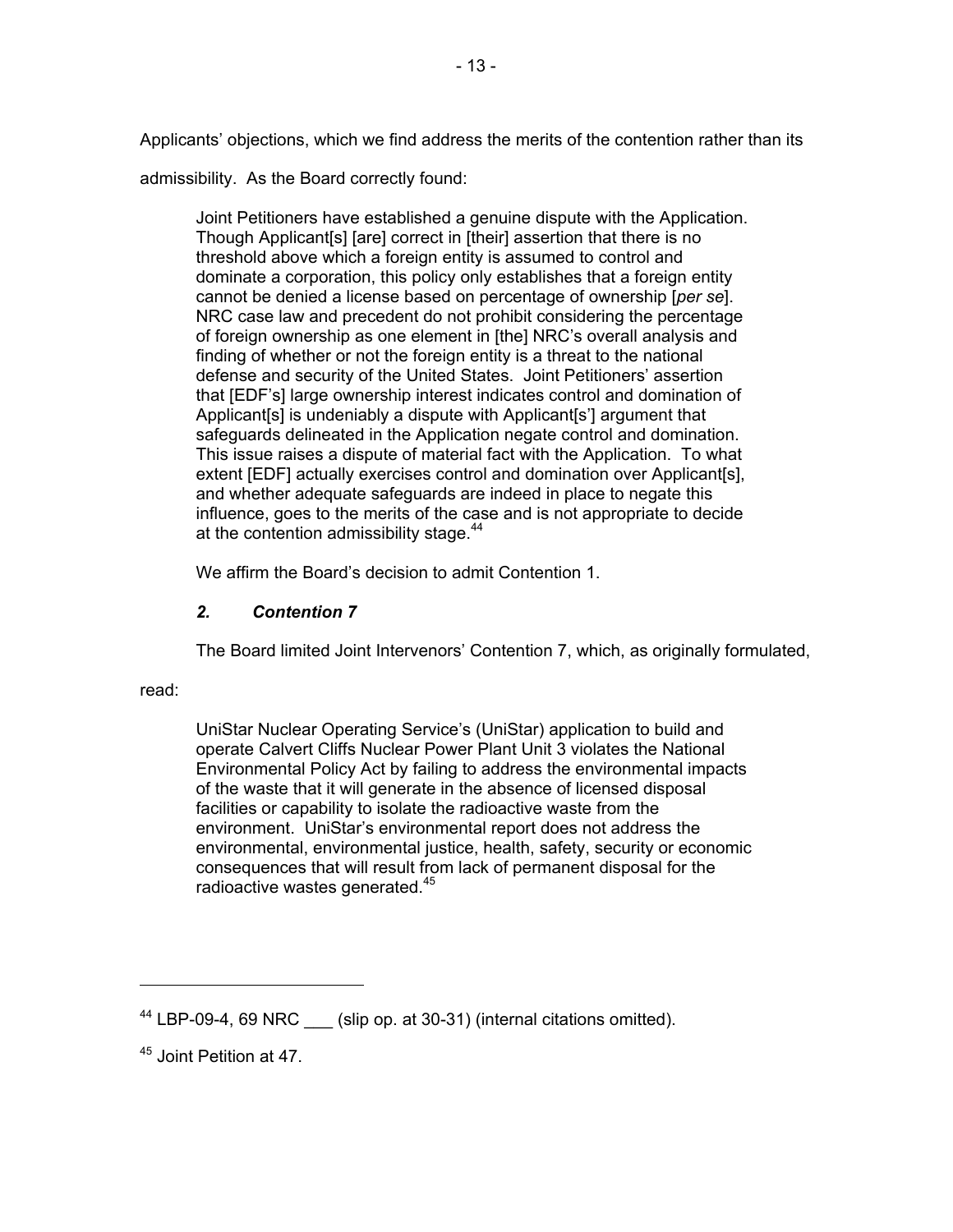Applicants' objections, which we find address the merits of the contention rather than its admissibility. As the Board correctly found:

> Joint Petitioners have established a genuine dispute with the Application. Though Applicant[s] [are] correct in [their] assertion that there is no threshold above which a foreign entity is assumed to control and dominate a corporation, this policy only establishes that a foreign entity cannot be denied a license based on percentage of ownership [*per se*]. NRC case law and precedent do not prohibit considering the percentage of foreign ownership as one element in [the] NRC's overall analysis and finding of whether or not the foreign entity is a threat to the national defense and security of the United States. Joint Petitioners' assertion that [EDF's] large ownership interest indicates control and domination of Applicant[s] is undeniably a dispute with Applicant[s'] argument that safeguards delineated in the Application negate control and domination. This issue raises a dispute of material fact with the Application. To what extent [EDF] actually exercises control and domination over Applicant[s], and whether adequate safeguards are indeed in place to negate this influence, goes to the merits of the case and is not appropriate to decide at the contention admissibility stage.[44]

We affirm the Board's decision to admit Contention 1.

### *2. Contention 7*

The Board limited Joint Intervenors' Contention 7, which, as originally formulated, read:

> UniStar Nuclear Operating Service's (UniStar) application to build and operate Calvert Cliffs Nuclear Power Plant Unit 3 violates the National Environmental Policy Act by failing to address the environmental impacts of the waste that it will generate in the absence of licensed disposal facilities or capability to isolate the radioactive waste from the environment. UniStar's environmental report does not address the environmental, environmental justice, health, safety, security or economic consequences that will result from lack of permanent disposal for the radioactive wastes generated.[45]

---

[44] LBP-09-4, 69 NRC ___ (slip op. at 30-31) (internal citations omitted).

[45] Joint Petition at 47.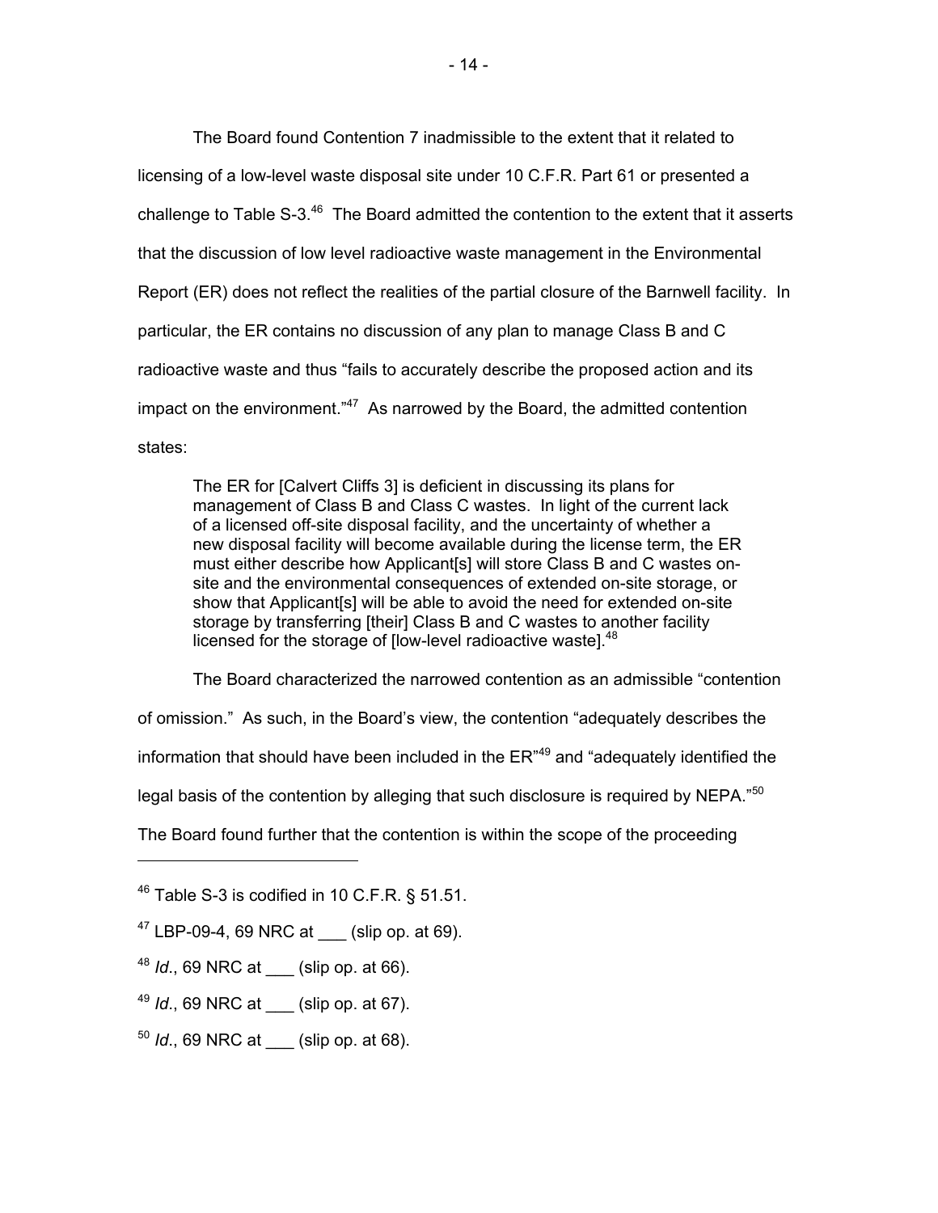The Board found Contention 7 inadmissible to the extent that it related to licensing of a low-level waste disposal site under 10 C.F.R. Part 61 or presented a challenge to Table S-3.[46] The Board admitted the contention to the extent that it asserts that the discussion of low level radioactive waste management in the Environmental Report (ER) does not reflect the realities of the partial closure of the Barnwell facility. In particular, the ER contains no discussion of any plan to manage Class B and C radioactive waste and thus "fails to accurately describe the proposed action and its impact on the environment."[47] As narrowed by the Board, the admitted contention states:

> The ER for [Calvert Cliffs 3] is deficient in discussing its plans for management of Class B and Class C wastes. In light of the current lack of a licensed off-site disposal facility, and the uncertainty of whether a new disposal facility will become available during the license term, the ER must either describe how Applicant[s] will store Class B and C wastes on-site and the environmental consequences of extended on-site storage, or show that Applicant[s] will be able to avoid the need for extended on-site storage by transferring [their] Class B and C wastes to another facility licensed for the storage of [low-level radioactive waste].[48]

The Board characterized the narrowed contention as an admissible "contention of omission." As such, in the Board's view, the contention "adequately describes the information that should have been included in the ER"[49] and "adequately identified the legal basis of the contention by alleging that such disclosure is required by NEPA."[50] The Board found further that the contention is within the scope of the proceeding

---

[46] Table S-3 is codified in 10 C.F.R. § 51.51.

[47] LBP-09-4, 69 NRC at ___ (slip op. at 69).

[48] *Id*., 69 NRC at ___ (slip op. at 66).

[49] *Id*., 69 NRC at ___ (slip op. at 67).

[50] *Id*., 69 NRC at ___ (slip op. at 68).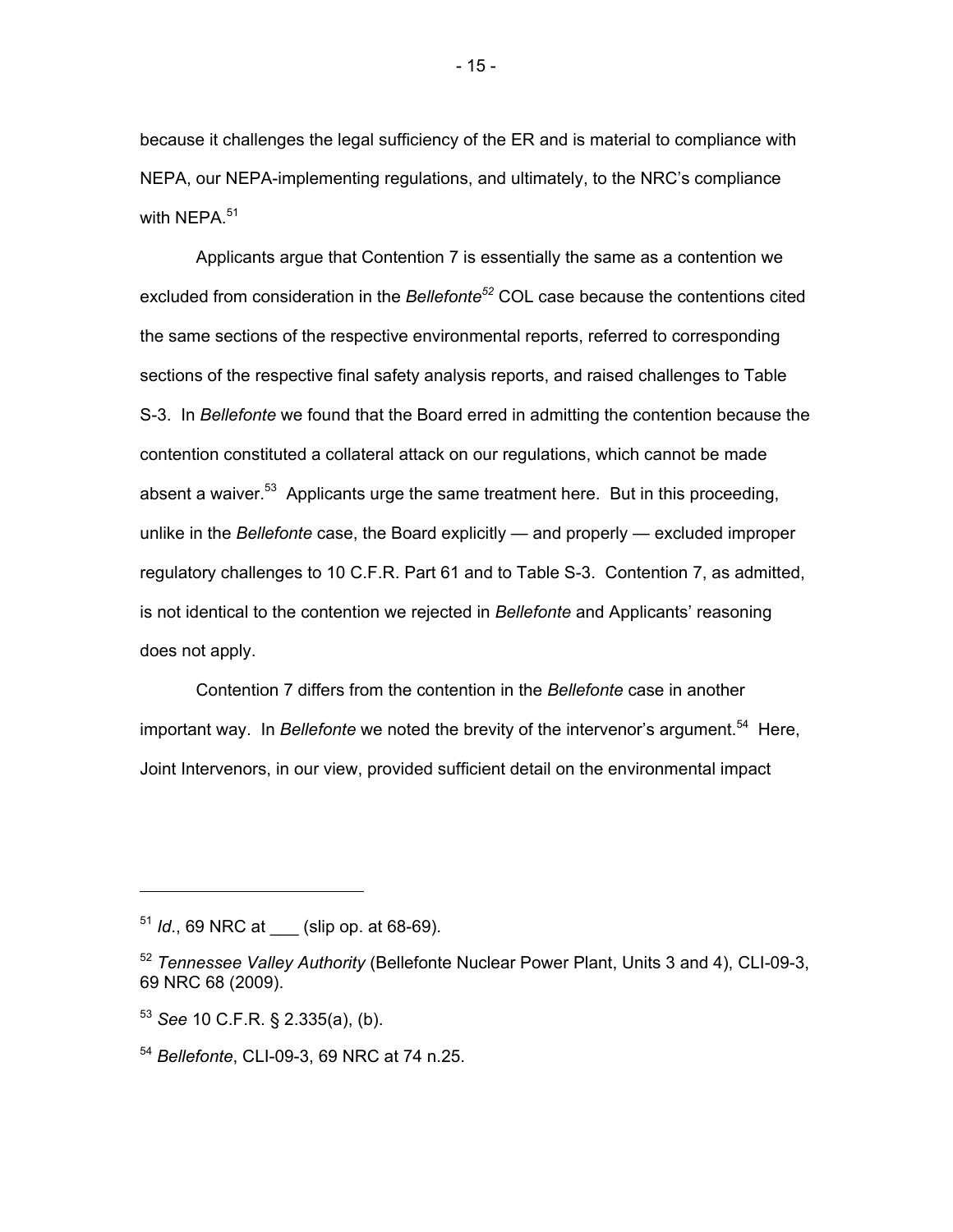because it challenges the legal sufficiency of the ER and is material to compliance with NEPA, our NEPA-implementing regulations, and ultimately, to the NRC's compliance with NEPA.[51]

Applicants argue that Contention 7 is essentially the same as a contention we excluded from consideration in the *Bellefonte*[52] COL case because the contentions cited the same sections of the respective environmental reports, referred to corresponding sections of the respective final safety analysis reports, and raised challenges to Table S-3. In *Bellefonte* we found that the Board erred in admitting the contention because the contention constituted a collateral attack on our regulations, which cannot be made absent a waiver.[53] Applicants urge the same treatment here. But in this proceeding, unlike in the *Bellefonte* case, the Board explicitly — and properly — excluded improper regulatory challenges to 10 C.F.R. Part 61 and to Table S-3. Contention 7, as admitted, is not identical to the contention we rejected in *Bellefonte* and Applicants' reasoning does not apply.

Contention 7 differs from the contention in the *Bellefonte* case in another important way. In *Bellefonte* we noted the brevity of the intervenor's argument.[54] Here, Joint Intervenors, in our view, provided sufficient detail on the environmental impact

---

[51] *Id.*, 69 NRC at ___ (slip op. at 68-69).

[52] *Tennessee Valley Authority* (Bellefonte Nuclear Power Plant, Units 3 and 4), CLI-09-3, 69 NRC 68 (2009).

[53] *See* 10 C.F.R. § 2.335(a), (b).

[54] *Bellefonte*, CLI-09-3, 69 NRC at 74 n.25.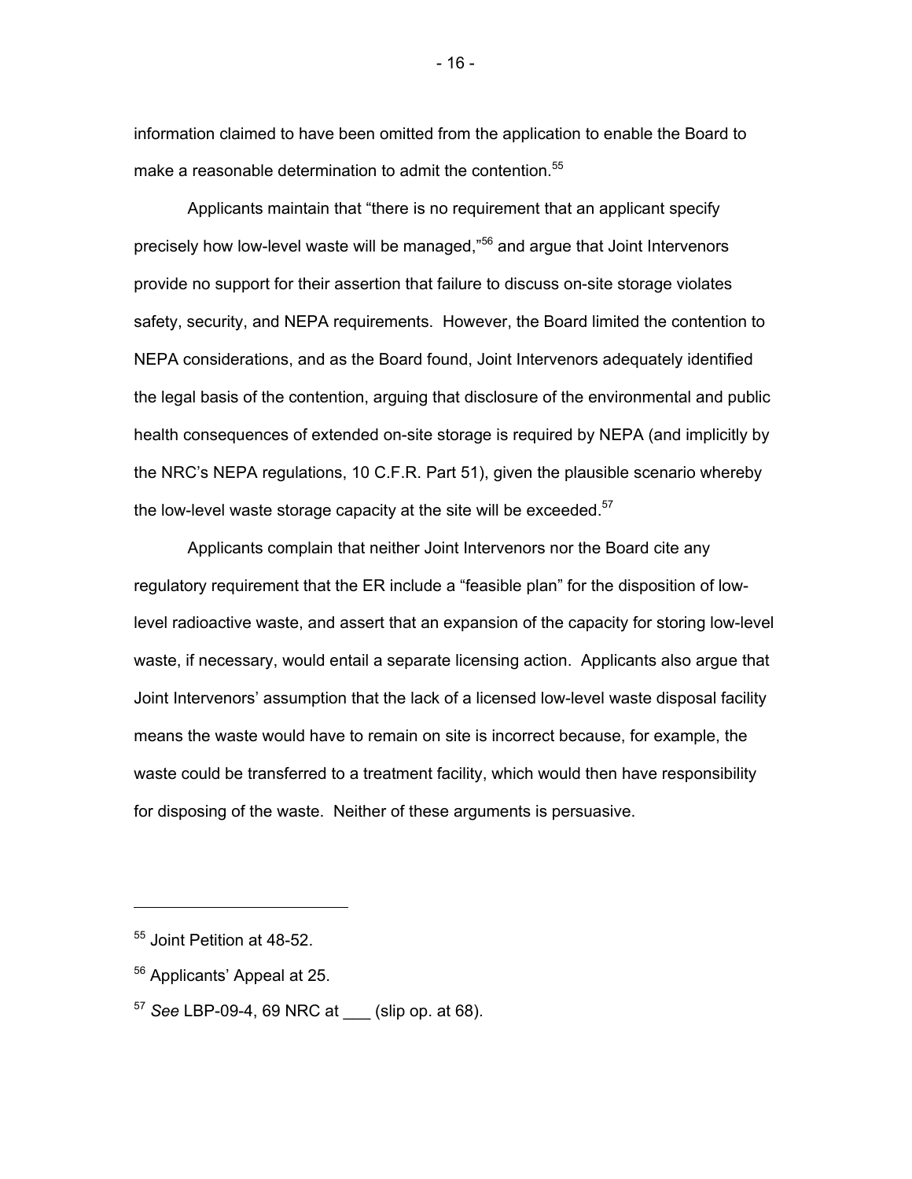information claimed to have been omitted from the application to enable the Board to make a reasonable determination to admit the contention.[55]

Applicants maintain that "there is no requirement that an applicant specify precisely how low-level waste will be managed,"[56] and argue that Joint Intervenors provide no support for their assertion that failure to discuss on-site storage violates safety, security, and NEPA requirements. However, the Board limited the contention to NEPA considerations, and as the Board found, Joint Intervenors adequately identified the legal basis of the contention, arguing that disclosure of the environmental and public health consequences of extended on-site storage is required by NEPA (and implicitly by the NRC's NEPA regulations, 10 C.F.R. Part 51), given the plausible scenario whereby the low-level waste storage capacity at the site will be exceeded.[57]

Applicants complain that neither Joint Intervenors nor the Board cite any regulatory requirement that the ER include a "feasible plan" for the disposition of low-level radioactive waste, and assert that an expansion of the capacity for storing low-level waste, if necessary, would entail a separate licensing action. Applicants also argue that Joint Intervenors' assumption that the lack of a licensed low-level waste disposal facility means the waste would have to remain on site is incorrect because, for example, the waste could be transferred to a treatment facility, which would then have responsibility for disposing of the waste. Neither of these arguments is persuasive.

---

[55] Joint Petition at 48-52.

[56] Applicants' Appeal at 25.

[57] *See* LBP-09-4, 69 NRC at ___ (slip op. at 68).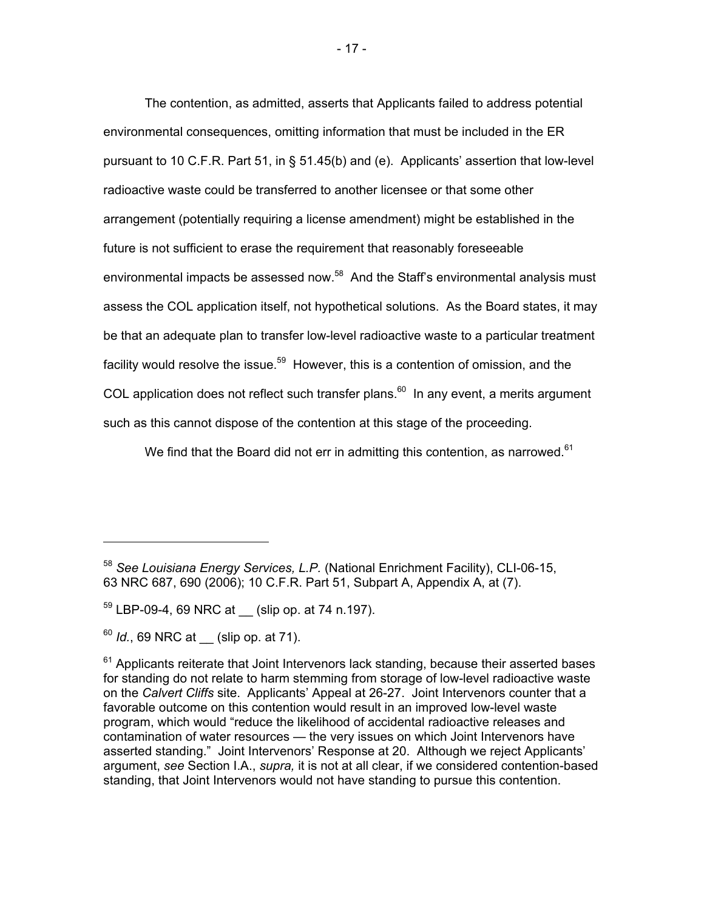The contention, as admitted, asserts that Applicants failed to address potential environmental consequences, omitting information that must be included in the ER pursuant to 10 C.F.R. Part 51, in § 51.45(b) and (e). Applicants' assertion that low-level radioactive waste could be transferred to another licensee or that some other arrangement (potentially requiring a license amendment) might be established in the future is not sufficient to erase the requirement that reasonably foreseeable environmental impacts be assessed now.[58] And the Staff's environmental analysis must assess the COL application itself, not hypothetical solutions. As the Board states, it may be that an adequate plan to transfer low-level radioactive waste to a particular treatment facility would resolve the issue.[59] However, this is a contention of omission, and the COL application does not reflect such transfer plans.[60] In any event, a merits argument such as this cannot dispose of the contention at this stage of the proceeding.

We find that the Board did not err in admitting this contention, as narrowed.[61]

---

[58] *See Louisiana Energy Services, L.P.* (National Enrichment Facility), CLI-06-15, 63 NRC 687, 690 (2006); 10 C.F.R. Part 51, Subpart A, Appendix A, at (7).

[59] LBP-09-4, 69 NRC at __ (slip op. at 74 n.197).

[60] *Id.*, 69 NRC at __ (slip op. at 71).

[61] Applicants reiterate that Joint Intervenors lack standing, because their asserted bases for standing do not relate to harm stemming from storage of low-level radioactive waste on the *Calvert Cliffs* site. Applicants' Appeal at 26-27. Joint Intervenors counter that a favorable outcome on this contention would result in an improved low-level waste program, which would "reduce the likelihood of accidental radioactive releases and contamination of water resources — the very issues on which Joint Intervenors have asserted standing." Joint Intervenors' Response at 20. Although we reject Applicants' argument, *see* Section I.A., *supra,* it is not at all clear, if we considered contention-based standing, that Joint Intervenors would not have standing to pursue this contention.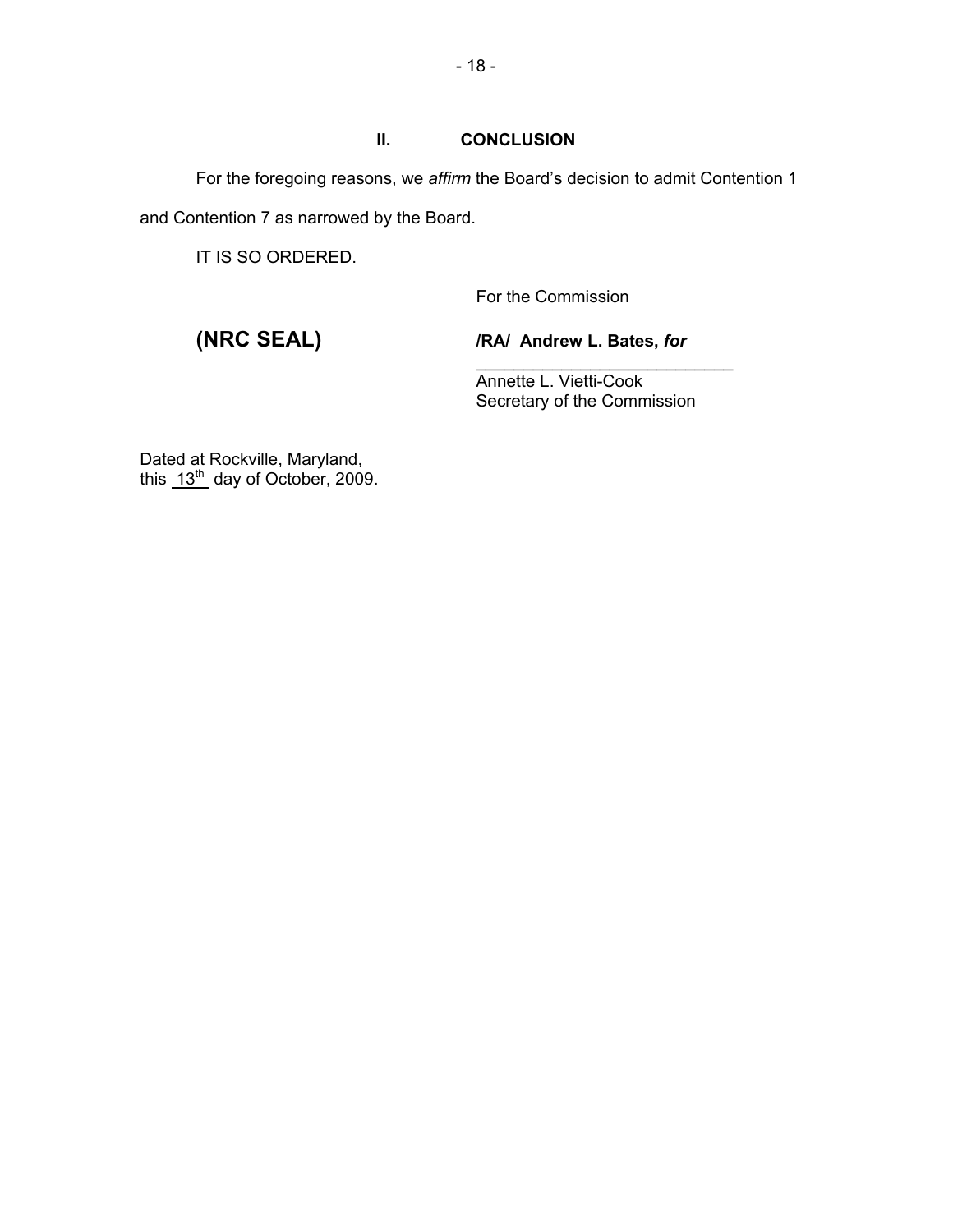## II. CONCLUSION

For the foregoing reasons, we *affirm* the Board's decision to admit Contention 1 and Contention 7 as narrowed by the Board.

IT IS SO ORDERED.

For the Commission

**(NRC SEAL)**

**/RA/ Andrew L. Bates, *for***

\_\_\_\_\_\_\_\_\_\_\_\_\_\_\_\_\_\_\_\_\_\_\_\_\_\_\_

Annette L. Vietti-Cook
Secretary of the Commission

Dated at Rockville, Maryland,
this 13th day of October, 2009.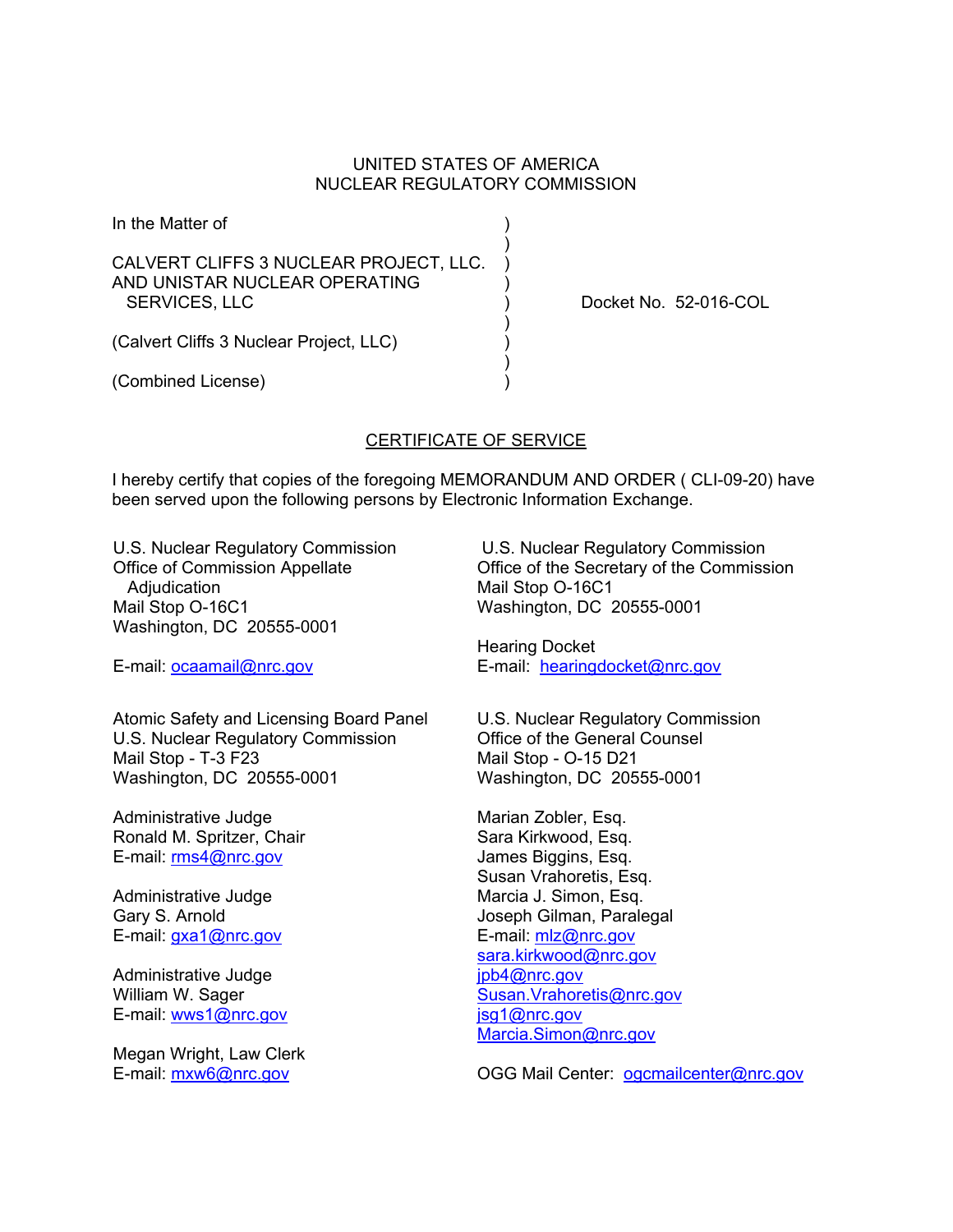UNITED STATES OF AMERICA
NUCLEAR REGULATORY COMMISSION

In the Matter of )
)
CALVERT CLIFFS 3 NUCLEAR PROJECT, LLC. )
AND UNISTAR NUCLEAR OPERATING )
SERVICES, LLC ) Docket No. 52-016-COL
)
(Calvert Cliffs 3 Nuclear Project, LLC) )
)
(Combined License) )

## CERTIFICATE OF SERVICE

I hereby certify that copies of the foregoing MEMORANDUM AND ORDER ( CLI-09-20) have been served upon the following persons by Electronic Information Exchange.

U.S. Nuclear Regulatory Commission
Office of Commission Appellate Adjudication
Mail Stop O-16C1
Washington, DC 20555-0001

E-mail: ocaamail@nrc.gov

U.S. Nuclear Regulatory Commission
Office of the Secretary of the Commission
Mail Stop O-16C1
Washington, DC 20555-0001

Hearing Docket
E-mail: hearingdocket@nrc.gov

Atomic Safety and Licensing Board Panel
U.S. Nuclear Regulatory Commission
Mail Stop - T-3 F23
Washington, DC 20555-0001

Administrative Judge
Ronald M. Spritzer, Chair
E-mail: rms4@nrc.gov

Administrative Judge
Gary S. Arnold
E-mail: gxa1@nrc.gov

Administrative Judge
William W. Sager
E-mail: wws1@nrc.gov

Megan Wright, Law Clerk
E-mail: mxw6@nrc.gov

U.S. Nuclear Regulatory Commission
Office of the General Counsel
Mail Stop - O-15 D21
Washington, DC 20555-0001

Marian Zobler, Esq.
Sara Kirkwood, Esq.
James Biggins, Esq.
Susan Vrahoretis, Esq.
Marcia J. Simon, Esq.
Joseph Gilman, Paralegal
E-mail: mlz@nrc.gov
sara.kirkwood@nrc.gov
jpb4@nrc.gov
Susan.Vrahoretis@nrc.gov
jsg1@nrc.gov
Marcia.Simon@nrc.gov

OGG Mail Center: ogcmailcenter@nrc.gov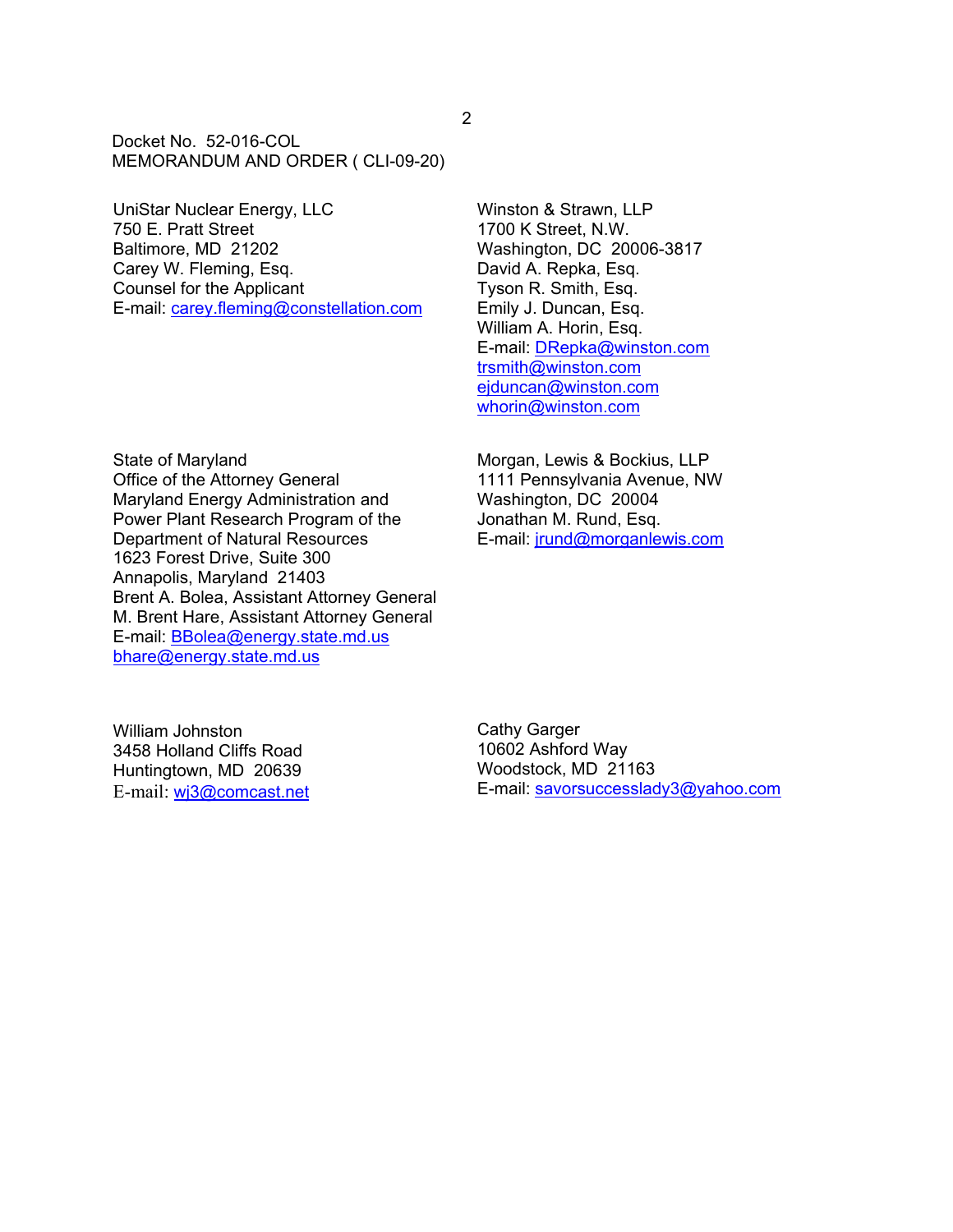Docket No. 52-016-COL
MEMORANDUM AND ORDER ( CLI-09-20)

UniStar Nuclear Energy, LLC
750 E. Pratt Street
Baltimore, MD 21202
Carey W. Fleming, Esq.
Counsel for the Applicant
E-mail: carey.fleming@constellation.com

Winston & Strawn, LLP
1700 K Street, N.W.
Washington, DC 20006-3817
David A. Repka, Esq.
Tyson R. Smith, Esq.
Emily J. Duncan, Esq.
William A. Horin, Esq.
E-mail: DRepka@winston.com
trsmith@winston.com
ejduncan@winston.com
whorin@winston.com

State of Maryland
Office of the Attorney General
Maryland Energy Administration and
Power Plant Research Program of the
Department of Natural Resources
1623 Forest Drive, Suite 300
Annapolis, Maryland 21403
Brent A. Bolea, Assistant Attorney General
M. Brent Hare, Assistant Attorney General
E-mail: BBolea@energy.state.md.us
bhare@energy.state.md.us

Morgan, Lewis & Bockius, LLP
1111 Pennsylvania Avenue, NW
Washington, DC 20004
Jonathan M. Rund, Esq.
E-mail: jrund@morganlewis.com

William Johnston
3458 Holland Cliffs Road
Huntingtown, MD 20639
E-mail: wj3@comcast.net

Cathy Garger
10602 Ashford Way
Woodstock, MD 21163
E-mail: savorsuccesslady3@yahoo.com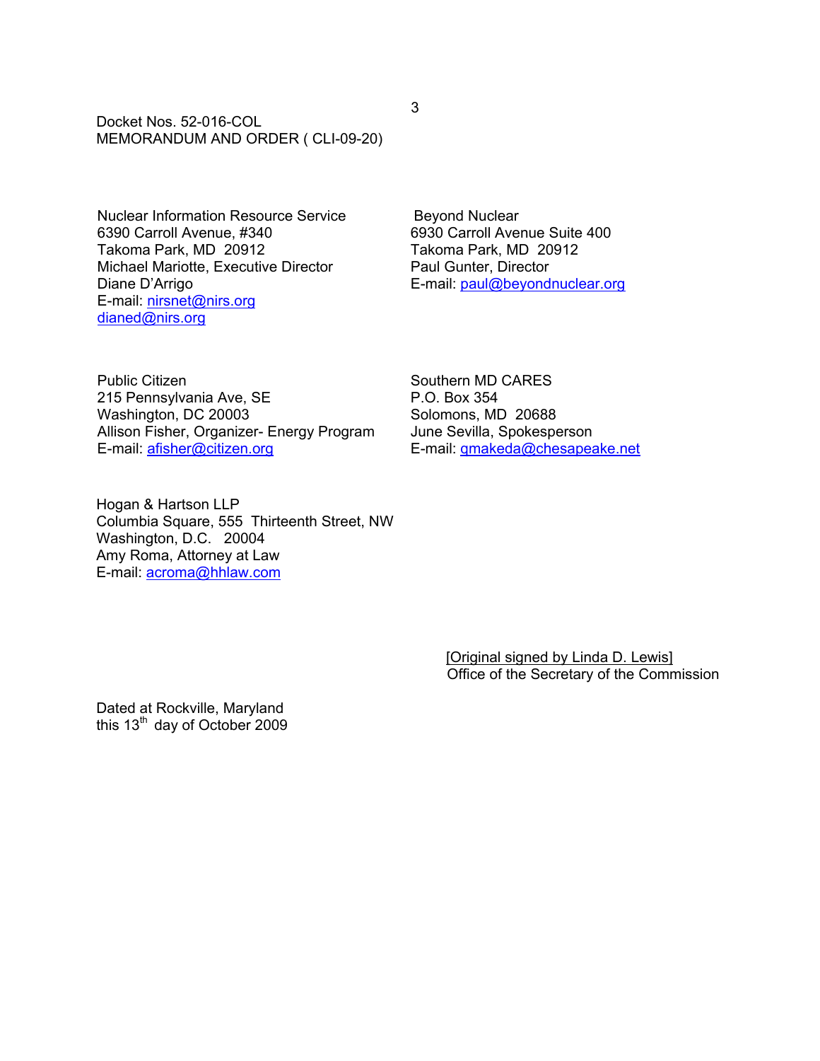Docket Nos. 52-016-COL
MEMORANDUM AND ORDER ( CLI-09-20)

Nuclear Information Resource Service
6390 Carroll Avenue, #340
Takoma Park, MD 20912
Michael Mariotte, Executive Director
Diane D'Arrigo
E-mail: nirsnet@nirs.org
dianed@nirs.org

Beyond Nuclear
6930 Carroll Avenue Suite 400
Takoma Park, MD 20912
Paul Gunter, Director
E-mail: paul@beyondnuclear.org

Public Citizen
215 Pennsylvania Ave, SE
Washington, DC 20003
Allison Fisher, Organizer- Energy Program
E-mail: afisher@citizen.org

Southern MD CARES
P.O. Box 354
Solomons, MD 20688
June Sevilla, Spokesperson
E-mail: qmakeda@chesapeake.net

Hogan & Hartson LLP
Columbia Square, 555 Thirteenth Street, NW
Washington, D.C. 20004
Amy Roma, Attorney at Law
E-mail: acroma@hhlaw.com

[Original signed by Linda D. Lewis]
Office of the Secretary of the Commission

Dated at Rockville, Maryland
this 13th day of October 2009